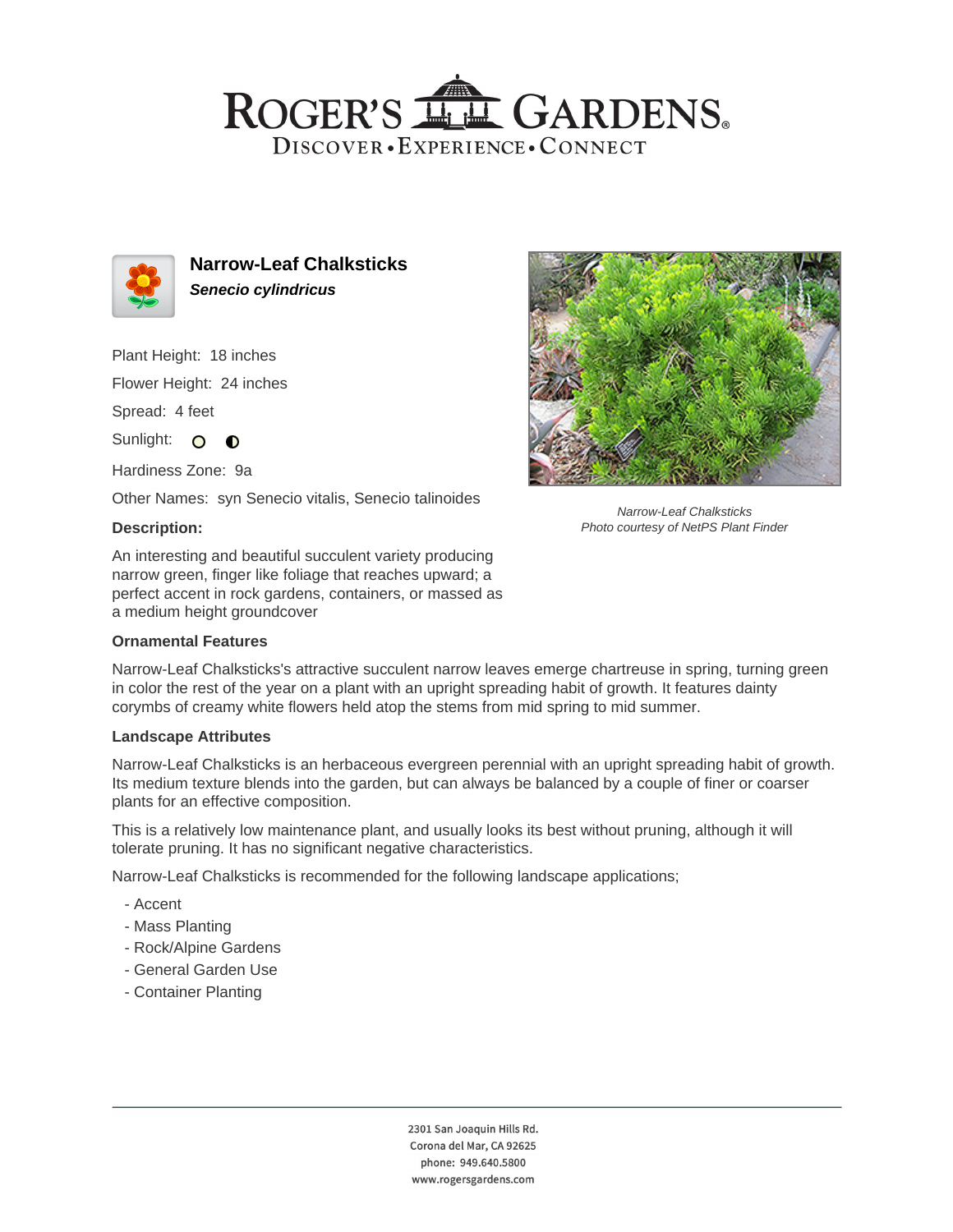# ROGER'S GARDENS

DISCOVER • EXPERIENCE • CONNECT

## Narrow-Leaf Chalksticks

***Senecio cylindricus***

Plant Height: 18 inches

Flower Height: 24 inches

Spread: 4 feet

Sunlight: ○ ◐

Hardiness Zone: 9a

Other Names: syn Senecio vitalis, Senecio talinoides

### Description:

An interesting and beautiful succulent variety producing narrow green, finger like foliage that reaches upward; a perfect accent in rock gardens, containers, or massed as a medium height groundcover

*Narrow-Leaf Chalksticks*
*Photo courtesy of NetPS Plant Finder*

### Ornamental Features

Narrow-Leaf Chalksticks's attractive succulent narrow leaves emerge chartreuse in spring, turning green in color the rest of the year on a plant with an upright spreading habit of growth. It features dainty corymbs of creamy white flowers held atop the stems from mid spring to mid summer.

### Landscape Attributes

Narrow-Leaf Chalksticks is an herbaceous evergreen perennial with an upright spreading habit of growth. Its medium texture blends into the garden, but can always be balanced by a couple of finer or coarser plants for an effective composition.

This is a relatively low maintenance plant, and usually looks its best without pruning, although it will tolerate pruning. It has no significant negative characteristics.

Narrow-Leaf Chalksticks is recommended for the following landscape applications;

- Accent
- Mass Planting
- Rock/Alpine Gardens
- General Garden Use
- Container Planting

2301 San Joaquin Hills Rd.
Corona del Mar, CA 92625
phone: 949.640.5800
www.rogersgardens.com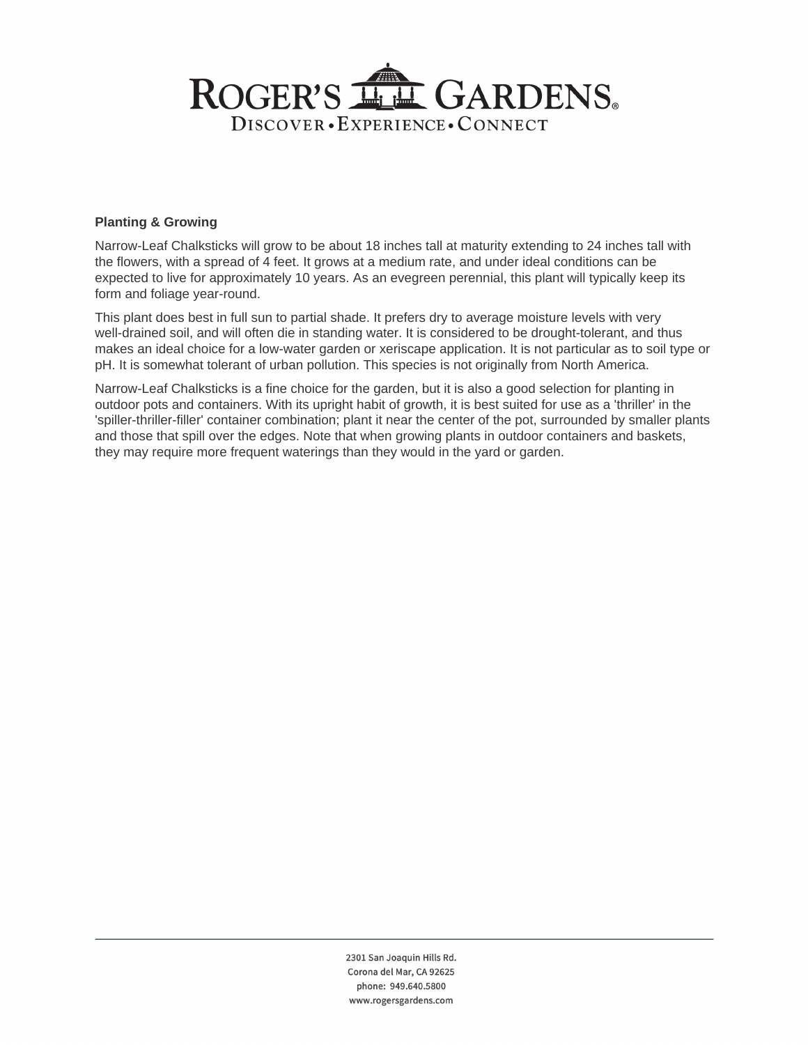**Planting & Growing**

Narrow-Leaf Chalksticks will grow to be about 18 inches tall at maturity extending to 24 inches tall with the flowers, with a spread of 4 feet. It grows at a medium rate, and under ideal conditions can be expected to live for approximately 10 years. As an evegreen perennial, this plant will typically keep its form and foliage year-round.

This plant does best in full sun to partial shade. It prefers dry to average moisture levels with very well-drained soil, and will often die in standing water. It is considered to be drought-tolerant, and thus makes an ideal choice for a low-water garden or xeriscape application. It is not particular as to soil type or pH. It is somewhat tolerant of urban pollution. This species is not originally from North America.

Narrow-Leaf Chalksticks is a fine choice for the garden, but it is also a good selection for planting in outdoor pots and containers. With its upright habit of growth, it is best suited for use as a 'thriller' in the 'spiller-thriller-filler' container combination; plant it near the center of the pot, surrounded by smaller plants and those that spill over the edges. Note that when growing plants in outdoor containers and baskets, they may require more frequent waterings than they would in the yard or garden.